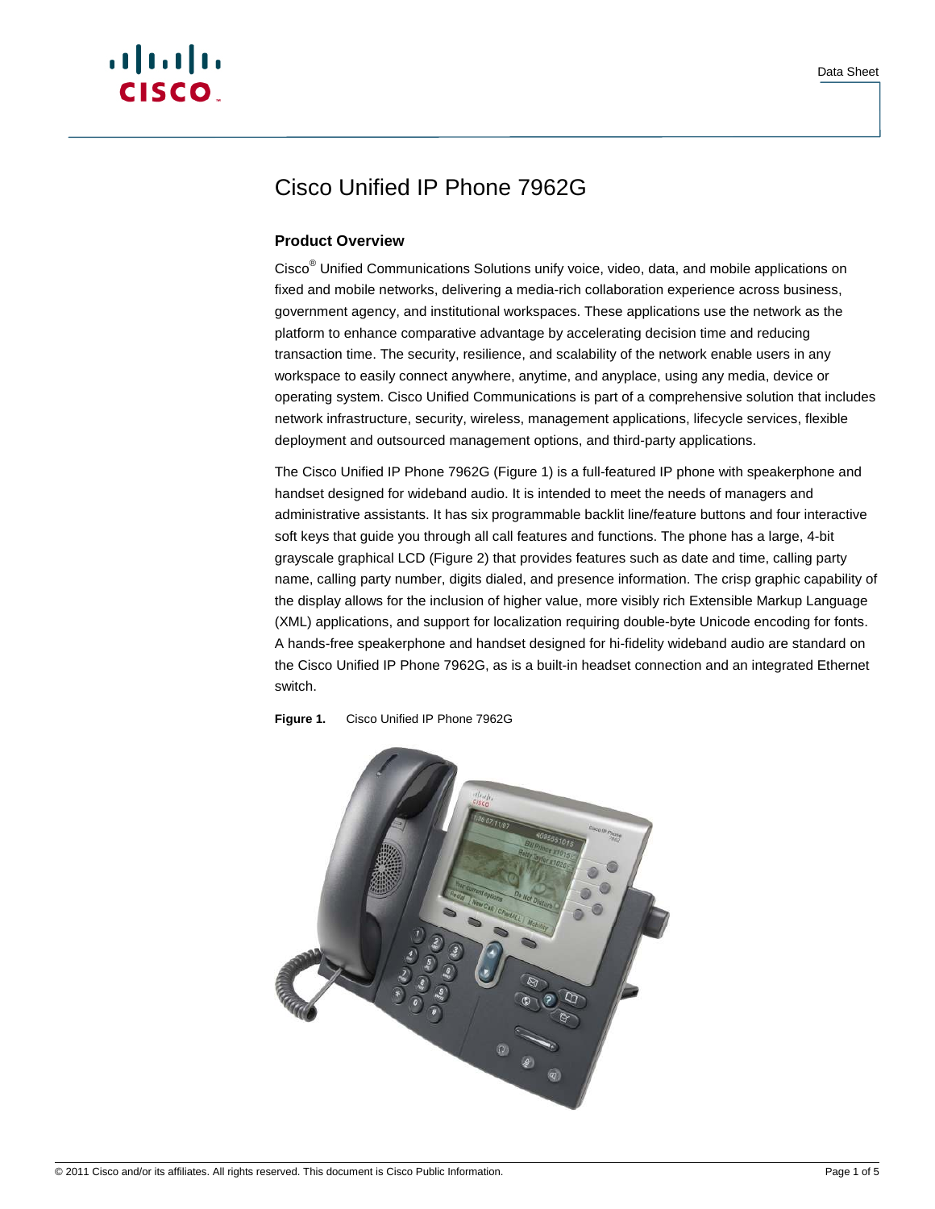# Cisco Unified IP Phone 7962G

## Product Overview

Cisco® Unified Communications Solutions unify voice, video, data, and mobile applications on fixed and mobile networks, delivering a media-rich collaboration experience across business, government agency, and institutional workspaces. These applications use the network as the platform to enhance comparative advantage by accelerating decision time and reducing transaction time. The security, resilience, and scalability of the network enable users in any workspace to easily connect anywhere, anytime, and anyplace, using any media, device or operating system. Cisco Unified Communications is part of a comprehensive solution that includes network infrastructure, security, wireless, management applications, lifecycle services, flexible deployment and outsourced management options, and third-party applications.

The Cisco Unified IP Phone 7962G (Figure 1) is a full-featured IP phone with speakerphone and handset designed for wideband audio. It is intended to meet the needs of managers and administrative assistants. It has six programmable backlit line/feature buttons and four interactive soft keys that guide you through all call features and functions. The phone has a large, 4-bit grayscale graphical LCD (Figure 2) that provides features such as date and time, calling party name, calling party number, digits dialed, and presence information. The crisp graphic capability of the display allows for the inclusion of higher value, more visibly rich Extensible Markup Language (XML) applications, and support for localization requiring double-byte Unicode encoding for fonts. A hands-free speakerphone and handset designed for hi-fidelity wideband audio are standard on the Cisco Unified IP Phone 7962G, as is a built-in headset connection and an integrated Ethernet switch.

**Figure 1.** Cisco Unified IP Phone 7962G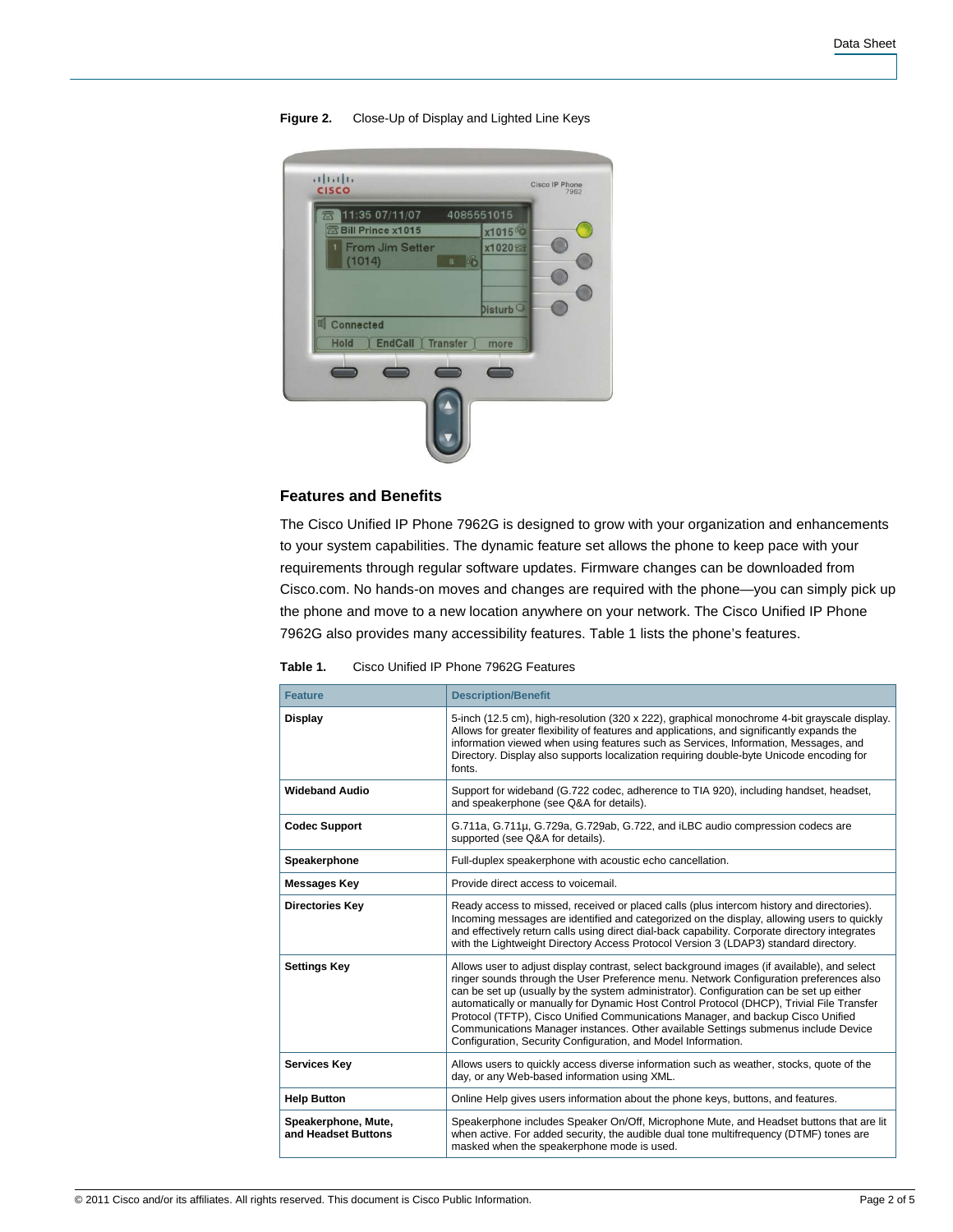**Figure 2.** Close-Up of Display and Lighted Line Keys

## Features and Benefits

The Cisco Unified IP Phone 7962G is designed to grow with your organization and enhancements to your system capabilities. The dynamic feature set allows the phone to keep pace with your requirements through regular software updates. Firmware changes can be downloaded from Cisco.com. No hands-on moves and changes are required with the phone—you can simply pick up the phone and move to a new location anywhere on your network. The Cisco Unified IP Phone 7962G also provides many accessibility features. Table 1 lists the phone's features.

**Table 1.** Cisco Unified IP Phone 7962G Features

| Feature | Description/Benefit |
|---|---|
| **Display** | 5-inch (12.5 cm), high-resolution (320 x 222), graphical monochrome 4-bit grayscale display. Allows for greater flexibility of features and applications, and significantly expands the information viewed when using features such as Services, Information, Messages, and Directory. Display also supports localization requiring double-byte Unicode encoding for fonts. |
| **Wideband Audio** | Support for wideband (G.722 codec, adherence to TIA 920), including handset, headset, and speakerphone (see Q&A for details). |
| **Codec Support** | G.711a, G.711µ, G.729a, G.729ab, G.722, and iLBC audio compression codecs are supported (see Q&A for details). |
| **Speakerphone** | Full-duplex speakerphone with acoustic echo cancellation. |
| **Messages Key** | Provide direct access to voicemail. |
| **Directories Key** | Ready access to missed, received or placed calls (plus intercom history and directories). Incoming messages are identified and categorized on the display, allowing users to quickly and effectively return calls using direct dial-back capability. Corporate directory integrates with the Lightweight Directory Access Protocol Version 3 (LDAP3) standard directory. |
| **Settings Key** | Allows user to adjust display contrast, select background images (if available), and select ringer sounds through the User Preference menu. Network Configuration preferences also can be set up (usually by the system administrator). Configuration can be set up either automatically or manually for Dynamic Host Control Protocol (DHCP), Trivial File Transfer Protocol (TFTP), Cisco Unified Communications Manager, and backup Cisco Unified Communications Manager instances. Other available Settings submenus include Device Configuration, Security Configuration, and Model Information. |
| **Services Key** | Allows users to quickly access diverse information such as weather, stocks, quote of the day, or any Web-based information using XML. |
| **Help Button** | Online Help gives users information about the phone keys, buttons, and features. |
| **Speakerphone, Mute, and Headset Buttons** | Speakerphone includes Speaker On/Off, Microphone Mute, and Headset buttons that are lit when active. For added security, the audible dual tone multifrequency (DTMF) tones are masked when the speakerphone mode is used. |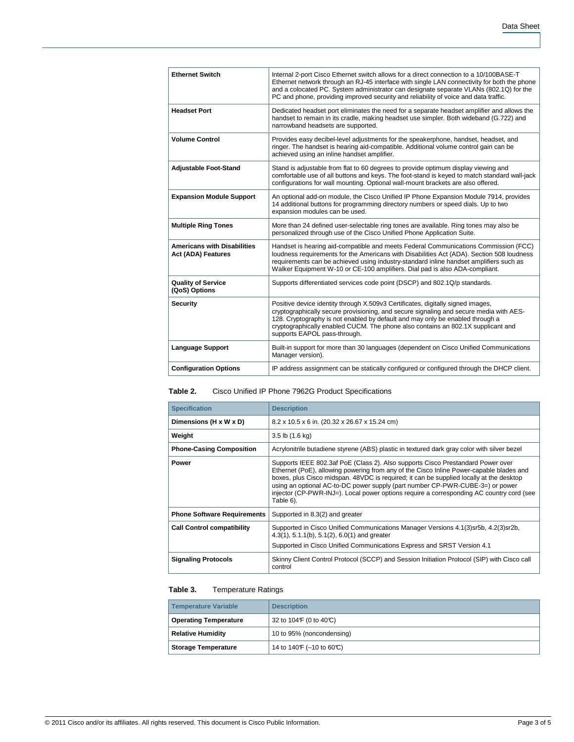| | |
|---|---|
| **Ethernet Switch** | Internal 2-port Cisco Ethernet switch allows for a direct connection to a 10/100BASE-T Ethernet network through an RJ-45 interface with single LAN connectivity for both the phone and a colocated PC. System administrator can designate separate VLANs (802.1Q) for the PC and phone, providing improved security and reliability of voice and data traffic. |
| **Headset Port** | Dedicated headset port eliminates the need for a separate headset amplifier and allows the handset to remain in its cradle, making headset use simpler. Both wideband (G.722) and narrowband headsets are supported. |
| **Volume Control** | Provides easy decibel-level adjustments for the speakerphone, handset, headset, and ringer. The handset is hearing aid-compatible. Additional volume control gain can be achieved using an inline handset amplifier. |
| **Adjustable Foot-Stand** | Stand is adjustable from flat to 60 degrees to provide optimum display viewing and comfortable use of all buttons and keys. The foot-stand is keyed to match standard wall-jack configurations for wall mounting. Optional wall-mount brackets are also offered. |
| **Expansion Module Support** | An optional add-on module, the Cisco Unified IP Phone Expansion Module 7914, provides 14 additional buttons for programming directory numbers or speed dials. Up to two expansion modules can be used. |
| **Multiple Ring Tones** | More than 24 defined user-selectable ring tones are available. Ring tones may also be personalized through use of the Cisco Unified Phone Application Suite. |
| **Americans with Disabilities Act (ADA) Features** | Handset is hearing aid-compatible and meets Federal Communications Commission (FCC) loudness requirements for the Americans with Disabilities Act (ADA). Section 508 loudness requirements can be achieved using industry-standard inline handset amplifiers such as Walker Equipment W-10 or CE-100 amplifiers. Dial pad is also ADA-compliant. |
| **Quality of Service (QoS) Options** | Supports differentiated services code point (DSCP) and 802.1Q/p standards. |
| **Security** | Positive device identity through X.509v3 Certificates, digitally signed images, cryptographically secure provisioning, and secure signaling and secure media with AES-128. Cryptography is not enabled by default and may only be enabled through a cryptographically enabled CUCM. The phone also contains an 802.1X supplicant and supports EAPOL pass-through. |
| **Language Support** | Built-in support for more than 30 languages (dependent on Cisco Unified Communications Manager version). |
| **Configuration Options** | IP address assignment can be statically configured or configured through the DHCP client. |

**Table 2.** Cisco Unified IP Phone 7962G Product Specifications

| Specification | Description |
|---|---|
| **Dimensions (H x W x D)** | 8.2 x 10.5 x 6 in. (20.32 x 26.67 x 15.24 cm) |
| **Weight** | 3.5 lb (1.6 kg) |
| **Phone-Casing Composition** | Acrylonitrile butadiene styrene (ABS) plastic in textured dark gray color with silver bezel |
| **Power** | Supports IEEE 802.3af PoE (Class 2). Also supports Cisco Prestandard Power over Ethernet (PoE), allowing powering from any of the Cisco Inline Power-capable blades and boxes, plus Cisco midspan. 48VDC is required; it can be supplied locally at the desktop using an optional AC-to-DC power supply (part number CP-PWR-CUBE-3=) or power injector (CP-PWR-INJ=). Local power options require a corresponding AC country cord (see Table 6). |
| **Phone Software Requirements** | Supported in 8.3(2) and greater |
| **Call Control compatibility** | Supported in Cisco Unified Communications Manager Versions 4.1(3)sr5b, 4.2(3)sr2b, 4.3(1), 5.1.1(b), 5.1(2), 6.0(1) and greater<br>Supported in Cisco Unified Communications Express and SRST Version 4.1 |
| **Signaling Protocols** | Skinny Client Control Protocol (SCCP) and Session Initiation Protocol (SIP) with Cisco call control |

**Table 3.** Temperature Ratings

| Temperature Variable | Description |
|---|---|
| **Operating Temperature** | 32 to 104°F (0 to 40°C) |
| **Relative Humidity** | 10 to 95% (noncondensing) |
| **Storage Temperature** | 14 to 140°F (–10 to 60°C) |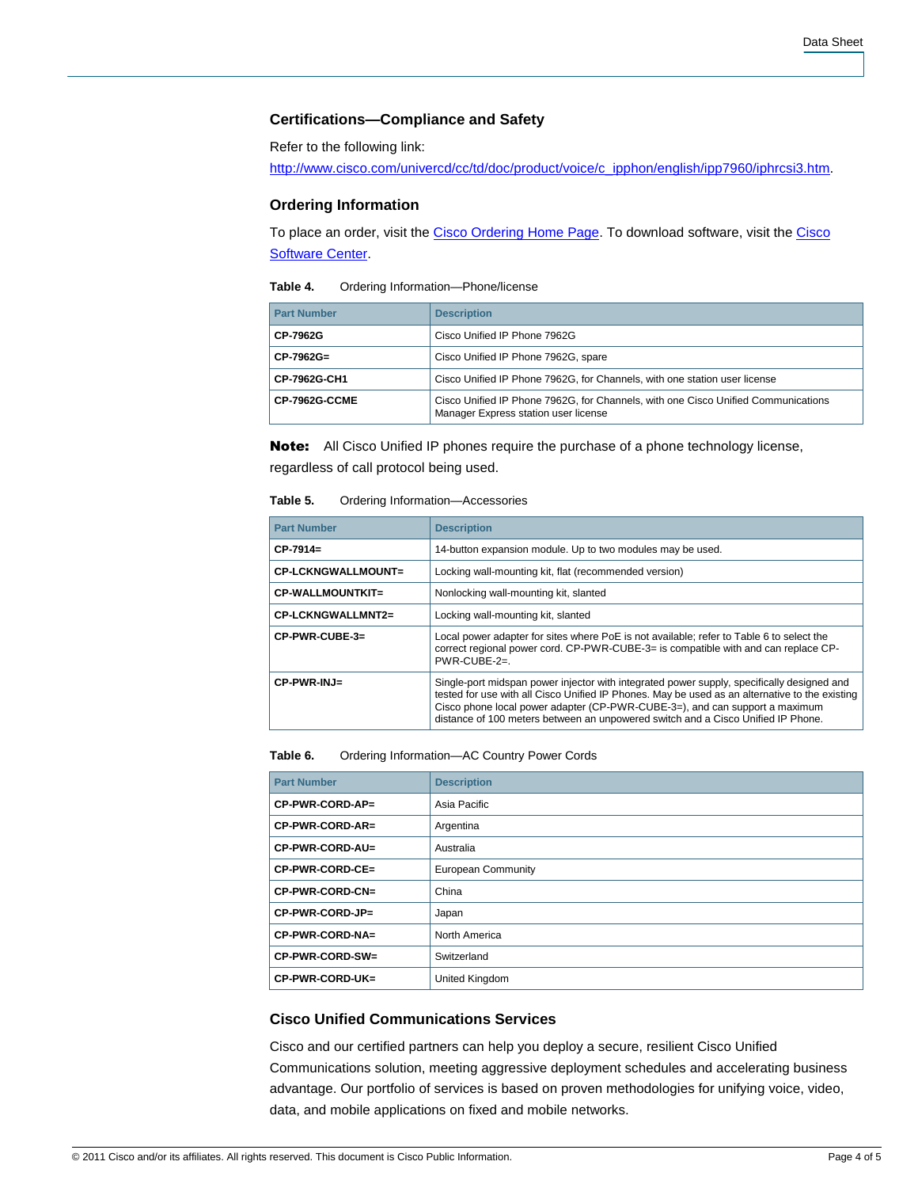### Certifications—Compliance and Safety

Refer to the following link:

[http://www.cisco.com/univercd/cc/td/doc/product/voice/c_ipphon/english/ipp7960/iphrcsi3.htm](http://www.cisco.com/univercd/cc/td/doc/product/voice/c_ipphon/english/ipp7960/iphrcsi3.htm).

### Ordering Information

To place an order, visit the Cisco Ordering Home Page. To download software, visit the Cisco Software Center.

**Table 4.** Ordering Information—Phone/license

| Part Number | Description |
| --- | --- |
| **CP-7962G** | Cisco Unified IP Phone 7962G |
| **CP-7962G=** | Cisco Unified IP Phone 7962G, spare |
| **CP-7962G-CH1** | Cisco Unified IP Phone 7962G, for Channels, with one station user license |
| **CP-7962G-CCME** | Cisco Unified IP Phone 7962G, for Channels, with one Cisco Unified Communications Manager Express station user license |

**Note:** All Cisco Unified IP phones require the purchase of a phone technology license, regardless of call protocol being used.

**Table 5.** Ordering Information—Accessories

| Part Number | Description |
| --- | --- |
| **CP-7914=** | 14-button expansion module. Up to two modules may be used. |
| **CP-LCKNGWALLMOUNT=** | Locking wall-mounting kit, flat (recommended version) |
| **CP-WALLMOUNTKIT=** | Nonlocking wall-mounting kit, slanted |
| **CP-LCKNGWALLMNT2=** | Locking wall-mounting kit, slanted |
| **CP-PWR-CUBE-3=** | Local power adapter for sites where PoE is not available; refer to Table 6 to select the correct regional power cord. CP-PWR-CUBE-3= is compatible with and can replace CP-PWR-CUBE-2=. |
| **CP-PWR-INJ=** | Single-port midspan power injector with integrated power supply, specifically designed and tested for use with all Cisco Unified IP Phones. May be used as an alternative to the existing Cisco phone local power adapter (CP-PWR-CUBE-3=), and can support a maximum distance of 100 meters between an unpowered switch and a Cisco Unified IP Phone. |

**Table 6.** Ordering Information—AC Country Power Cords

| Part Number | Description |
| --- | --- |
| **CP-PWR-CORD-AP=** | Asia Pacific |
| **CP-PWR-CORD-AR=** | Argentina |
| **CP-PWR-CORD-AU=** | Australia |
| **CP-PWR-CORD-CE=** | European Community |
| **CP-PWR-CORD-CN=** | China |
| **CP-PWR-CORD-JP=** | Japan |
| **CP-PWR-CORD-NA=** | North America |
| **CP-PWR-CORD-SW=** | Switzerland |
| **CP-PWR-CORD-UK=** | United Kingdom |

### Cisco Unified Communications Services

Cisco and our certified partners can help you deploy a secure, resilient Cisco Unified Communications solution, meeting aggressive deployment schedules and accelerating business advantage. Our portfolio of services is based on proven methodologies for unifying voice, video, data, and mobile applications on fixed and mobile networks.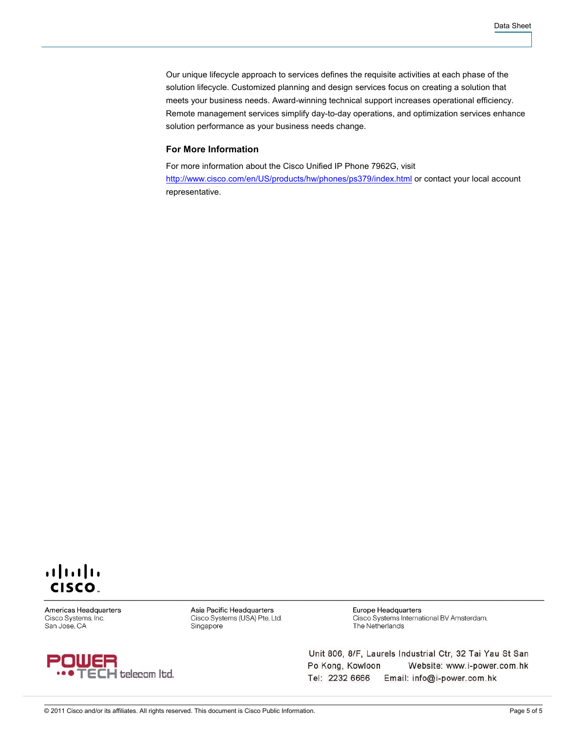Our unique lifecycle approach to services defines the requisite activities at each phase of the solution lifecycle. Customized planning and design services focus on creating a solution that meets your business needs. Award-winning technical support increases operational efficiency. Remote management services simplify day-to-day operations, and optimization services enhance solution performance as your business needs change.

### For More Information

For more information about the Cisco Unified IP Phone 7962G, visit http://www.cisco.com/en/US/products/hw/phones/ps379/index.html or contact your local account representative.

Americas Headquarters
Cisco Systems, Inc.
San Jose, CA

Asia Pacific Headquarters
Cisco Systems (USA) Pte. Ltd.
Singapore

Europe Headquarters
Cisco Systems International BV Amsterdam,
The Netherlands

POWER TECH telecom ltd.

Unit 806, 8/F, Laurels Industrial Ctr, 32 Tai Yau St San Po Kong, Kowloon
Website: www.i-power.com.hk
Tel: 2232 6666
Email: info@i-power.com.hk

© 2011 Cisco and/or its affiliates. All rights reserved. This document is Cisco Public Information.